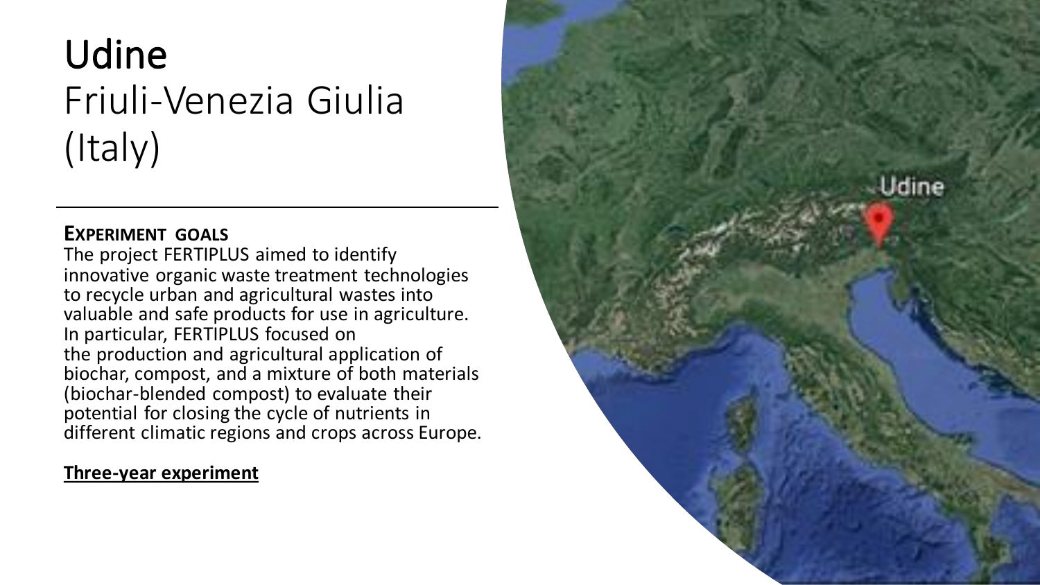# Udine
## Friuli-Venezia Giulia (Italy)

**EXPERIMENT GOALS**

The project FERTIPLUS aimed to identify innovative organic waste treatment technologies to recycle urban and agricultural wastes into valuable and safe products for use in agriculture. In particular, FERTIPLUS focused on the production and agricultural application of biochar, compost, and a mixture of both materials (biochar-blended compost) to evaluate their potential for closing the cycle of nutrients in different climatic regions and crops across Europe.

**Three-year experiment**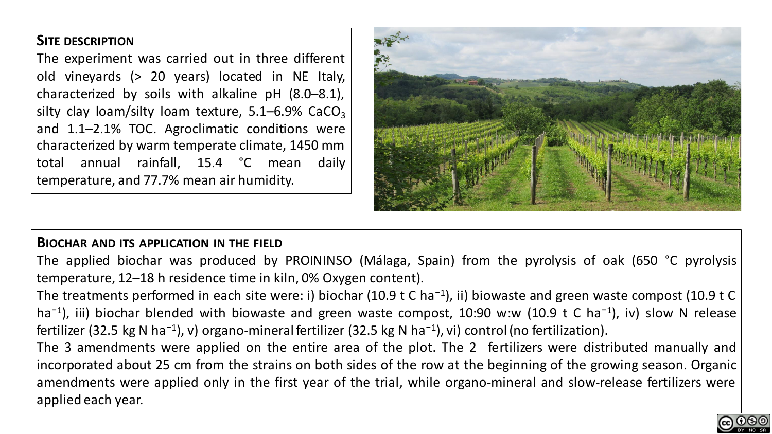## Site description

The experiment was carried out in three different old vineyards (> 20 years) located in NE Italy, characterized by soils with alkaline pH (8.0–8.1), silty clay loam/silty loam texture, 5.1–6.9% $CaCO_3$ and 1.1–2.1% TOC. Agroclimatic conditions were characterized by warm temperate climate, 1450 mm total annual rainfall, 15.4 °C mean daily temperature, and 77.7% mean air humidity.

## Biochar and its application in the field

The applied biochar was produced by PROININSO (Málaga, Spain) from the pyrolysis of oak (650 °C pyrolysis temperature, 12–18 h residence time in kiln, 0% Oxygen content).

The treatments performed in each site were: i) biochar (10.9 t C $ha^{-1}$), ii) biowaste and green waste compost (10.9 t C $ha^{-1}$), iii) biochar blended with biowaste and green waste compost, 10:90 w:w (10.9 t C $ha^{-1}$), iv) slow N release fertilizer (32.5 kg N $ha^{-1}$), v) organo-mineral fertilizer (32.5 kg N $ha^{-1}$), vi) control (no fertilization).

The 3 amendments were applied on the entire area of the plot. The 2 fertilizers were distributed manually and incorporated about 25 cm from the strains on both sides of the row at the beginning of the growing season. Organic amendments were applied only in the first year of the trial, while organo-mineral and slow-release fertilizers were applied each year.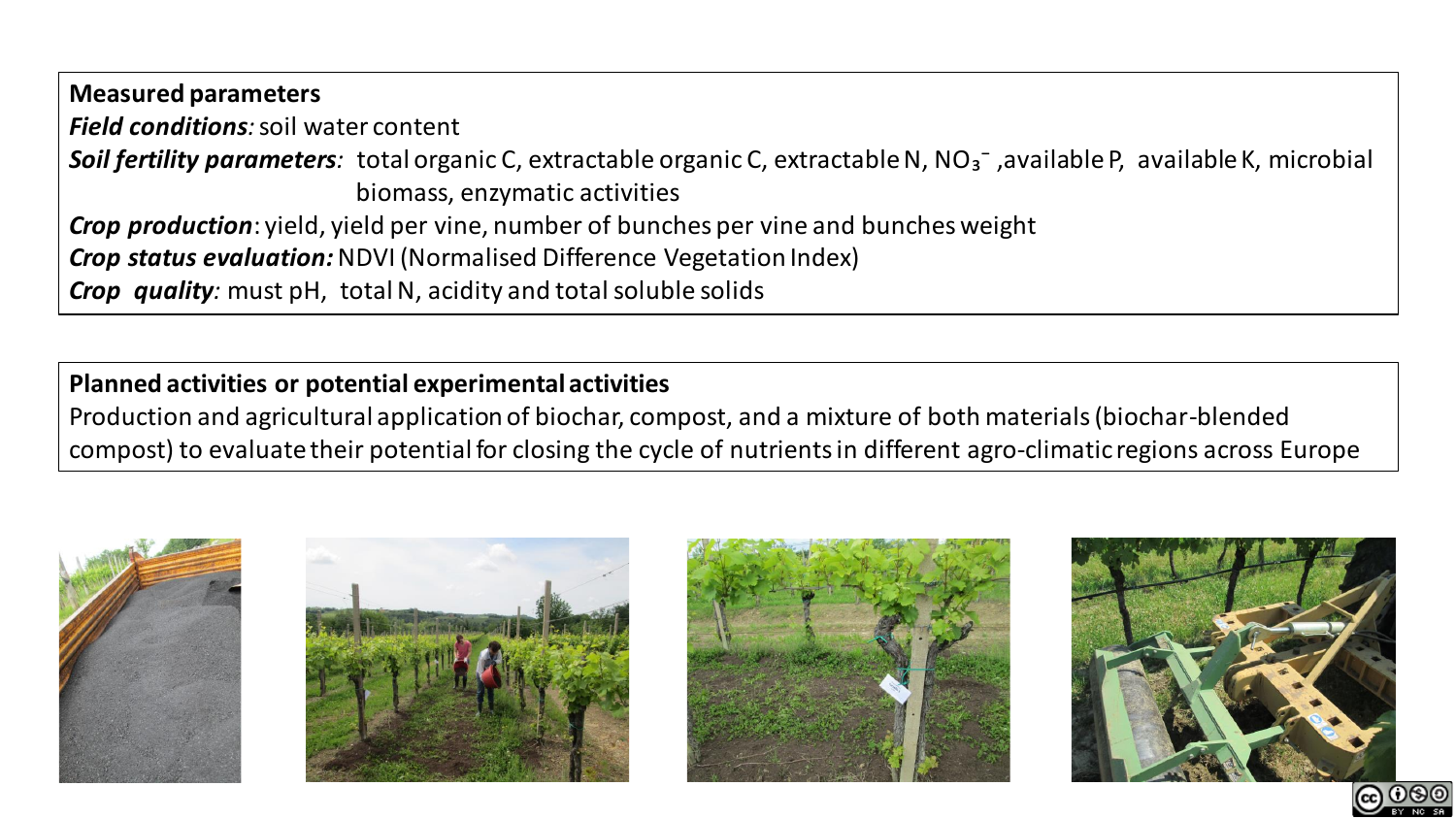**Measured parameters**

***Field conditions:*** soil water content

***Soil fertility parameters:*** total organic C, extractable organic C, extractable N, $NO_3^-$, available P, available K, microbial biomass, enzymatic activities

***Crop production***: yield, yield per vine, number of bunches per vine and bunches weight

***Crop status evaluation:*** NDVI (Normalised Difference Vegetation Index)

***Crop quality:*** must pH, total N, acidity and total soluble solids

**Planned activities or potential experimental activities**

Production and agricultural application of biochar, compost, and a mixture of both materials (biochar-blended compost) to evaluate their potential for closing the cycle of nutrients in different agro-climatic regions across Europe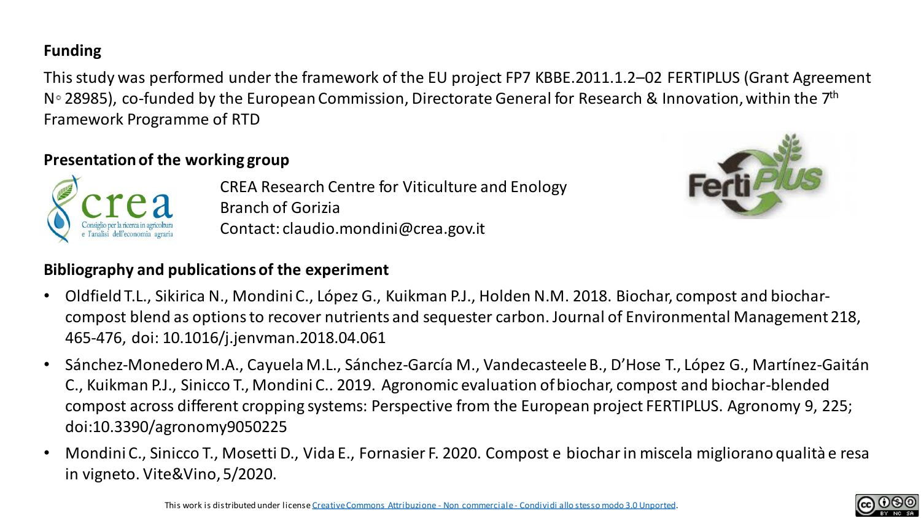**Funding**

This study was performed under the framework of the EU project FP7 KBBE.2011.1.2–02 FERTIPLUS (Grant Agreement N◦ 28985), co-funded by the European Commission, Directorate General for Research & Innovation, within the 7th Framework Programme of RTD

**Presentation of the working group**

CREA Research Centre for Viticulture and Enology
Branch of Gorizia
Contact: claudio.mondini@crea.gov.it

**Bibliography and publications of the experiment**

- Oldfield T.L., Sikirica N., Mondini C., López G., Kuikman P.J., Holden N.M. 2018. Biochar, compost and biochar-compost blend as options to recover nutrients and sequester carbon. Journal of Environmental Management 218, 465-476, doi: 10.1016/j.jenvman.2018.04.061
- Sánchez-Monedero M.A., Cayuela M.L., Sánchez-García M., Vandecasteele B., D'Hose T., López G., Martínez-Gaitán C., Kuikman P.J., Sinicco T., Mondini C.. 2019. Agronomic evaluation of biochar, compost and biochar-blended compost across different cropping systems: Perspective from the European project FERTIPLUS. Agronomy 9, 225; doi:10.3390/agronomy9050225
- Mondini C., Sinicco T., Mosetti D., Vida E., Fornasier F. 2020. Compost e biochar in miscela migliorano qualità e resa in vigneto. Vite&Vino, 5/2020.

This work is distributed under license Creative Commons Attribuzione - Non commerciale - Condividi allo stesso modo 3.0 Unported.